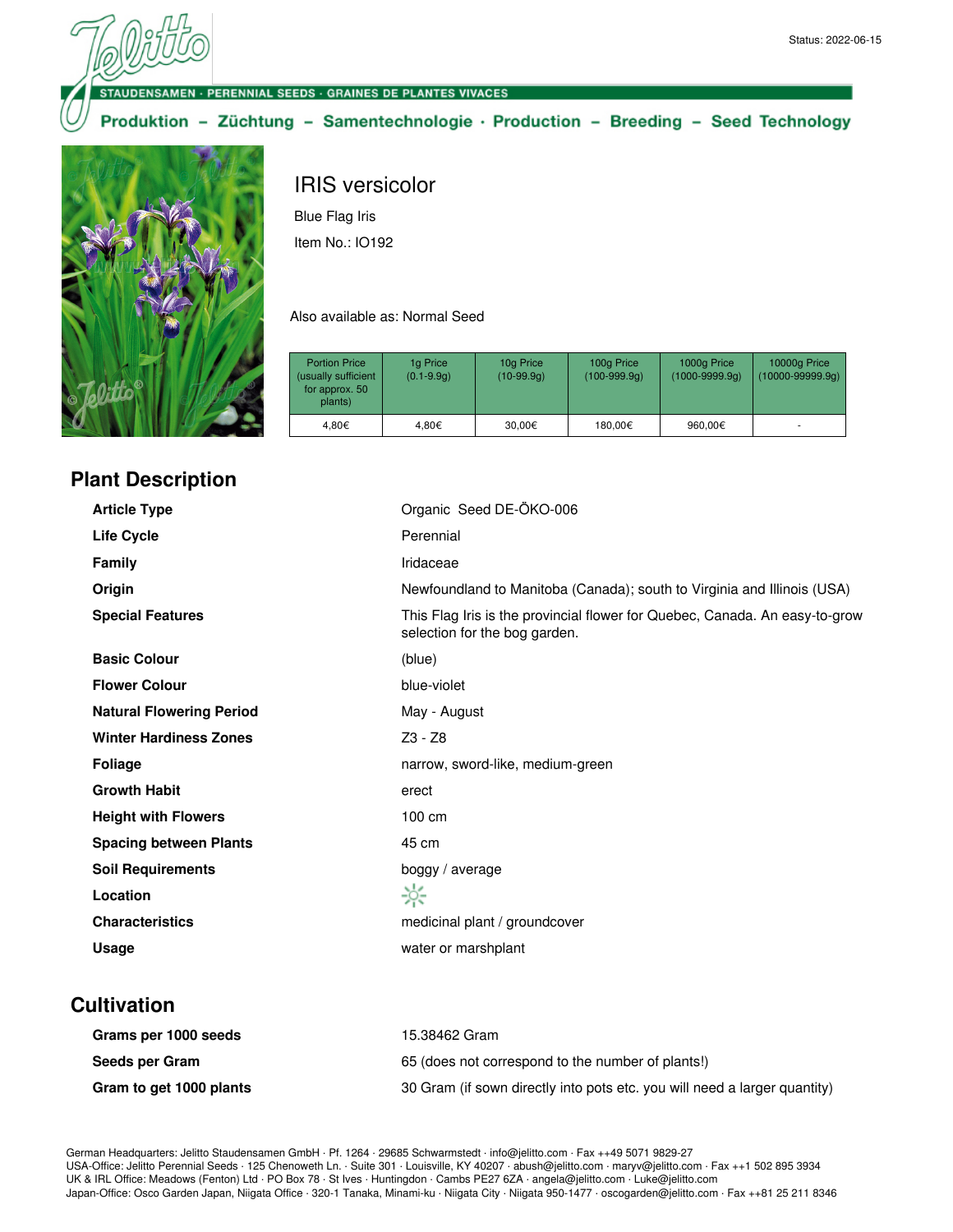Status: 2022-06-15

STAUDENSAMEN · PERENNIAL SEEDS · GRAINES DE PLANTES VIVACES

Produktion – Züchtung – Samentechnologie · Production – Breeding – Seed Technology

# IRIS versicolor

Blue Flag Iris

Item No.: IO192

Also available as: Normal Seed

| Portion Price (usually sufficient for approx. 50 plants) | 1g Price (0.1-9.9g) | 10g Price (10-99.9g) | 100g Price (100-999.9g) | 1000g Price (1000-9999.9g) | 10000g Price (10000-99999.9g) |
|---|---|---|---|---|---|
| 4,80€ | 4,80€ | 30,00€ | 180,00€ | 960,00€ | - |

## Plant Description

| | |
|---|---|
| **Article Type** | Organic Seed DE-ÖKO-006 |
| **Life Cycle** | Perennial |
| **Family** | Iridaceae |
| **Origin** | Newfoundland to Manitoba (Canada); south to Virginia and Illinois (USA) |
| **Special Features** | This Flag Iris is the provincial flower for Quebec, Canada. An easy-to-grow selection for the bog garden. |
| **Basic Colour** | (blue) |
| **Flower Colour** | blue-violet |
| **Natural Flowering Period** | May - August |
| **Winter Hardiness Zones** | Z3 - Z8 |
| **Foliage** | narrow, sword-like, medium-green |
| **Growth Habit** | erect |
| **Height with Flowers** | 100 cm |
| **Spacing between Plants** | 45 cm |
| **Soil Requirements** | boggy / average |
| **Location** | |
| **Characteristics** | medicinal plant / groundcover |
| **Usage** | water or marshplant |

## Cultivation

| | |
|---|---|
| **Grams per 1000 seeds** | 15.38462 Gram |
| **Seeds per Gram** | 65 (does not correspond to the number of plants!) |
| **Gram to get 1000 plants** | 30 Gram (if sown directly into pots etc. you will need a larger quantity) |

German Headquarters: Jelitto Staudensamen GmbH · Pf. 1264 · 29685 Schwarmstedt · info@jelitto.com · Fax ++49 5071 9829-27
USA-Office: Jelitto Perennial Seeds · 125 Chenoweth Ln. · Suite 301 · Louisville, KY 40207 · abush@jelitto.com · maryv@jelitto.com · Fax ++1 502 895 3934
UK & IRL Office: Meadows (Fenton) Ltd · PO Box 78 · St Ives · Huntingdon · Cambs PE27 6ZA · angela@jelitto.com · Luke@jelitto.com
Japan-Office: Osco Garden Japan, Niigata Office · 320-1 Tanaka, Minami-ku · Niigata City · Niigata 950-1477 · oscogarden@jelitto.com · Fax ++81 25 211 8346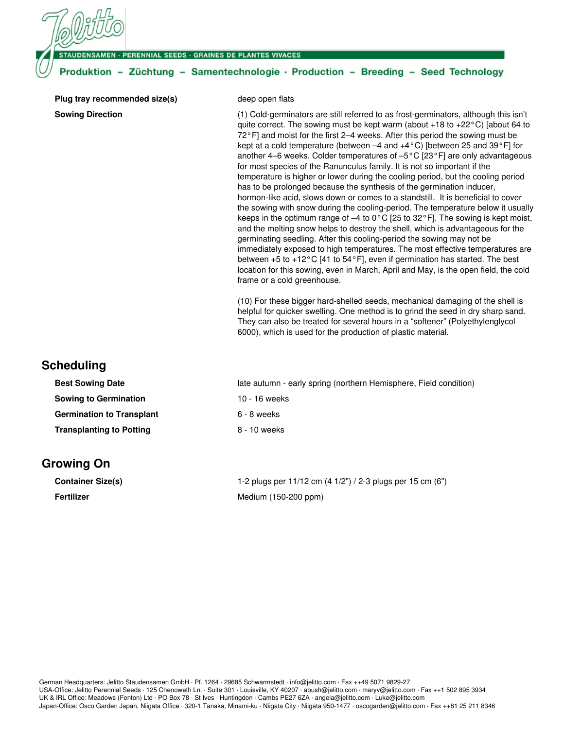**Plug tray recommended size(s)**: deep open flats

**Sowing Direction**: (1) Cold-germinators are still referred to as frost-germinators, although this isn't quite correct. The sowing must be kept warm (about +18 to +22°C) [about 64 to 72°F] and moist for the first 2–4 weeks. After this period the sowing must be kept at a cold temperature (between –4 and +4°C) [between 25 and 39°F] for another 4–6 weeks. Colder temperatures of –5°C [23°F] are only advantageous for most species of the Ranunculus family. It is not so important if the temperature is higher or lower during the cooling period, but the cooling period has to be prolonged because the synthesis of the germination inducer, hormon-like acid, slows down or comes to a standstill. It is beneficial to cover the sowing with snow during the cooling-period. The temperature below it usually keeps in the optimum range of –4 to 0°C [25 to 32°F]. The sowing is kept moist, and the melting snow helps to destroy the shell, which is advantageous for the germinating seedling. After this cooling-period the sowing may not be immediately exposed to high temperatures. The most effective temperatures are between +5 to +12°C [41 to 54°F], even if germination has started. The best location for this sowing, even in March, April and May, is the open field, the cold frame or a cold greenhouse.

(10) For these bigger hard-shelled seeds, mechanical damaging of the shell is helpful for quicker swelling. One method is to grind the seed in dry sharp sand. They can also be treated for several hours in a "softener" (Polyethylenglycol 6000), which is used for the production of plastic material.

## Scheduling

**Best Sowing Date**: late autumn - early spring (northern Hemisphere, Field condition)

**Sowing to Germination**: 10 - 16 weeks

**Germination to Transplant**: 6 - 8 weeks

**Transplanting to Potting**: 8 - 10 weeks

## Growing On

**Container Size(s)**: 1-2 plugs per 11/12 cm (4 1/2") / 2-3 plugs per 15 cm (6")

**Fertilizer**: Medium (150-200 ppm)